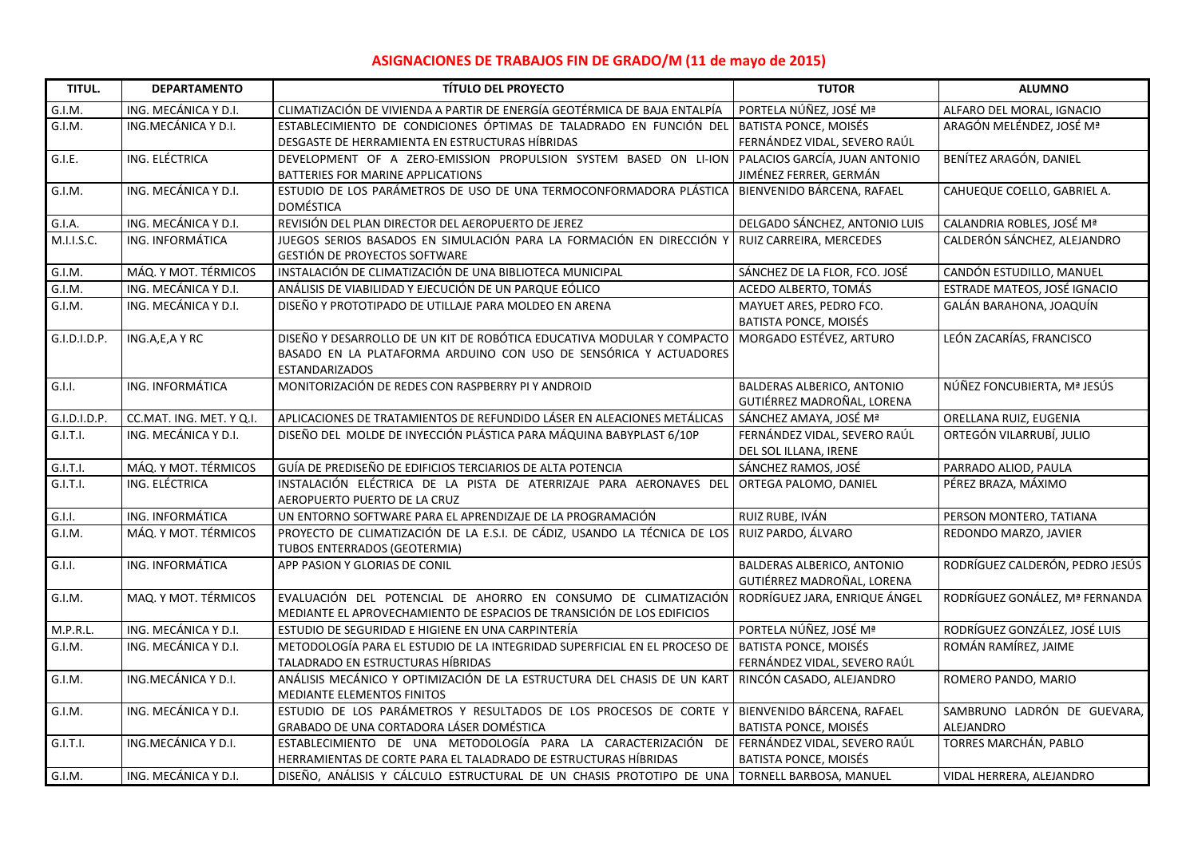# ASIGNACIONES DE TRABAJOS FIN DE GRADO/M (11 de mayo de 2015)

| TITUL. | DEPARTAMENTO | TÍTULO DEL PROYECTO | TUTOR | ALUMNO |
|---|---|---|---|---|
| G.I.M. | ING. MECÁNICA Y D.I. | CLIMATIZACIÓN DE VIVIENDA A PARTIR DE ENERGÍA GEOTÉRMICA DE BAJA ENTALPÍA | PORTELA NÚÑEZ, JOSÉ Mª | ALFARO DEL MORAL, IGNACIO |
| G.I.M. | ING.MECÁNICA Y D.I. | ESTABLECIMIENTO DE CONDICIONES ÓPTIMAS DE TALADRADO EN FUNCIÓN DEL DESGASTE DE HERRAMIENTA EN ESTRUCTURAS HÍBRIDAS | BATISTA PONCE, MOISÉS<br>FERNÁNDEZ VIDAL, SEVERO RAÚL | ARAGÓN MELÉNDEZ, JOSÉ Mª |
| G.I.E. | ING. ELÉCTRICA | DEVELOPMENT OF A ZERO-EMISSION PROPULSION SYSTEM BASED ON LI-ION BATTERIES FOR MARINE APPLICATIONS | PALACIOS GARCÍA, JUAN ANTONIO<br>JIMÉNEZ FERRER, GERMÁN | BENÍTEZ ARAGÓN, DANIEL |
| G.I.M. | ING. MECÁNICA Y D.I. | ESTUDIO DE LOS PARÁMETROS DE USO DE UNA TERMOCONFORMADORA PLÁSTICA DOMÉSTICA | BIENVENIDO BÁRCENA, RAFAEL | CAHUEQUE COELLO, GABRIEL A. |
| G.I.A. | ING. MECÁNICA Y D.I. | REVISIÓN DEL PLAN DIRECTOR DEL AEROPUERTO DE JEREZ | DELGADO SÁNCHEZ, ANTONIO LUIS | CALANDRIA ROBLES, JOSÉ Mª |
| M.I.I.S.C. | ING. INFORMÁTICA | JUEGOS SERIOS BASADOS EN SIMULACIÓN PARA LA FORMACIÓN EN DIRECCIÓN Y GESTIÓN DE PROYECTOS SOFTWARE | RUIZ CARREIRA, MERCEDES | CALDERÓN SÁNCHEZ, ALEJANDRO |
| G.I.M. | MÁQ. Y MOT. TÉRMICOS | INSTALACIÓN DE CLIMATIZACIÓN DE UNA BIBLIOTECA MUNICIPAL | SÁNCHEZ DE LA FLOR, FCO. JOSÉ | CANDÓN ESTUDILLO, MANUEL |
| G.I.M. | ING. MECÁNICA Y D.I. | ANÁLISIS DE VIABILIDAD Y EJECUCIÓN DE UN PARQUE EÓLICO | ACEDO ALBERTO, TOMÁS | ESTRADE MATEOS, JOSÉ IGNACIO |
| G.I.M. | ING. MECÁNICA Y D.I. | DISEÑO Y PROTOTIPADO DE UTILLAJE PARA MOLDEO EN ARENA | MAYUET ARES, PEDRO FCO.<br>BATISTA PONCE, MOISÉS | GALÁN BARAHONA, JOAQUÍN |
| G.I.D.I.D.P. | ING.A,E,A Y RC | DISEÑO Y DESARROLLO DE UN KIT DE ROBÓTICA EDUCATIVA MODULAR Y COMPACTO BASADO EN LA PLATAFORMA ARDUINO CON USO DE SENSÓRICA Y ACTUADORES ESTANDARIZADOS | MORGADO ESTÉVEZ, ARTURO | LEÓN ZACARÍAS, FRANCISCO |
| G.I.I. | ING. INFORMÁTICA | MONITORIZACIÓN DE REDES CON RASPBERRY PI Y ANDROID | BALDERAS ALBERICO, ANTONIO<br>GUTIÉRREZ MADROÑAL, LORENA | NÚÑEZ FONCUBIERTA, Mª JESÚS |
| G.I.D.I.D.P. | CC.MAT. ING. MET. Y Q.I. | APLICACIONES DE TRATAMIENTOS DE REFUNDIDO LÁSER EN ALEACIONES METÁLICAS | SÁNCHEZ AMAYA, JOSÉ Mª | ORELLANA RUIZ, EUGENIA |
| G.I.T.I. | ING. MECÁNICA Y D.I. | DISEÑO DEL MOLDE DE INYECCIÓN PLÁSTICA PARA MÁQUINA BABYPLAST 6/10P | FERNÁNDEZ VIDAL, SEVERO RAÚL<br>DEL SOL ILLANA, IRENE | ORTEGÓN VILARRUBÍ, JULIO |
| G.I.T.I. | MÁQ. Y MOT. TÉRMICOS | GUÍA DE PREDISEÑO DE EDIFICIOS TERCIARIOS DE ALTA POTENCIA | SÁNCHEZ RAMOS, JOSÉ | PARRADO ALIOD, PAULA |
| G.I.T.I. | ING. ELÉCTRICA | INSTALACIÓN ELÉCTRICA DE LA PISTA DE ATERRIZAJE PARA AERONAVES DEL AEROPUERTO PUERTO DE LA CRUZ | ORTEGA PALOMO, DANIEL | PÉREZ BRAZA, MÁXIMO |
| G.I.I. | ING. INFORMÁTICA | UN ENTORNO SOFTWARE PARA EL APRENDIZAJE DE LA PROGRAMACIÓN | RUIZ RUBE, IVÁN | PERSON MONTERO, TATIANA |
| G.I.M. | MÁQ. Y MOT. TÉRMICOS | PROYECTO DE CLIMATIZACIÓN DE LA E.S.I. DE CÁDIZ, USANDO LA TÉCNICA DE LOS TUBOS ENTERRADOS (GEOTERMIA) | RUIZ PARDO, ÁLVARO | REDONDO MARZO, JAVIER |
| G.I.I. | ING. INFORMÁTICA | APP PASION Y GLORIAS DE CONIL | BALDERAS ALBERICO, ANTONIO<br>GUTIÉRREZ MADROÑAL, LORENA | RODRÍGUEZ CALDERÓN, PEDRO JESÚS |
| G.I.M. | MAQ. Y MOT. TÉRMICOS | EVALUACIÓN DEL POTENCIAL DE AHORRO EN CONSUMO DE CLIMATIZACIÓN MEDIANTE EL APROVECHAMIENTO DE ESPACIOS DE TRANSICIÓN DE LOS EDIFICIOS | RODRÍGUEZ JARA, ENRIQUE ÁNGEL | RODRÍGUEZ GONÁLEZ, Mª FERNANDA |
| M.P.R.L. | ING. MECÁNICA Y D.I. | ESTUDIO DE SEGURIDAD E HIGIENE EN UNA CARPINTERÍA | PORTELA NÚÑEZ, JOSÉ Mª | RODRÍGUEZ GONZÁLEZ, JOSÉ LUIS |
| G.I.M. | ING. MECÁNICA Y D.I. | METODOLOGÍA PARA EL ESTUDIO DE LA INTEGRIDAD SUPERFICIAL EN EL PROCESO DE TALADRADO EN ESTRUCTURAS HÍBRIDAS | BATISTA PONCE, MOISÉS<br>FERNÁNDEZ VIDAL, SEVERO RAÚL | ROMÁN RAMÍREZ, JAIME |
| G.I.M. | ING.MECÁNICA Y D.I. | ANÁLISIS MECÁNICO Y OPTIMIZACIÓN DE LA ESTRUCTURA DEL CHASIS DE UN KART MEDIANTE ELEMENTOS FINITOS | RINCÓN CASADO, ALEJANDRO | ROMERO PANDO, MARIO |
| G.I.M. | ING. MECÁNICA Y D.I. | ESTUDIO DE LOS PARÁMETROS Y RESULTADOS DE LOS PROCESOS DE CORTE Y GRABADO DE UNA CORTADORA LÁSER DOMÉSTICA | BIENVENIDO BÁRCENA, RAFAEL<br>BATISTA PONCE, MOISÉS | SAMBRUNO LADRÓN DE GUEVARA, ALEJANDRO |
| G.I.T.I. | ING.MECÁNICA Y D.I. | ESTABLECIMIENTO DE UNA METODOLOGÍA PARA LA CARACTERIZACIÓN DE HERRAMIENTAS DE CORTE PARA EL TALADRADO DE ESTRUCTURAS HÍBRIDAS | FERNÁNDEZ VIDAL, SEVERO RAÚL<br>BATISTA PONCE, MOISÉS | TORRES MARCHÁN, PABLO |
| G.I.M. | ING. MECÁNICA Y D.I. | DISEÑO, ANÁLISIS Y CÁLCULO ESTRUCTURAL DE UN CHASIS PROTOTIPO DE UNA | TORNELL BARBOSA, MANUEL | VIDAL HERRERA, ALEJANDRO |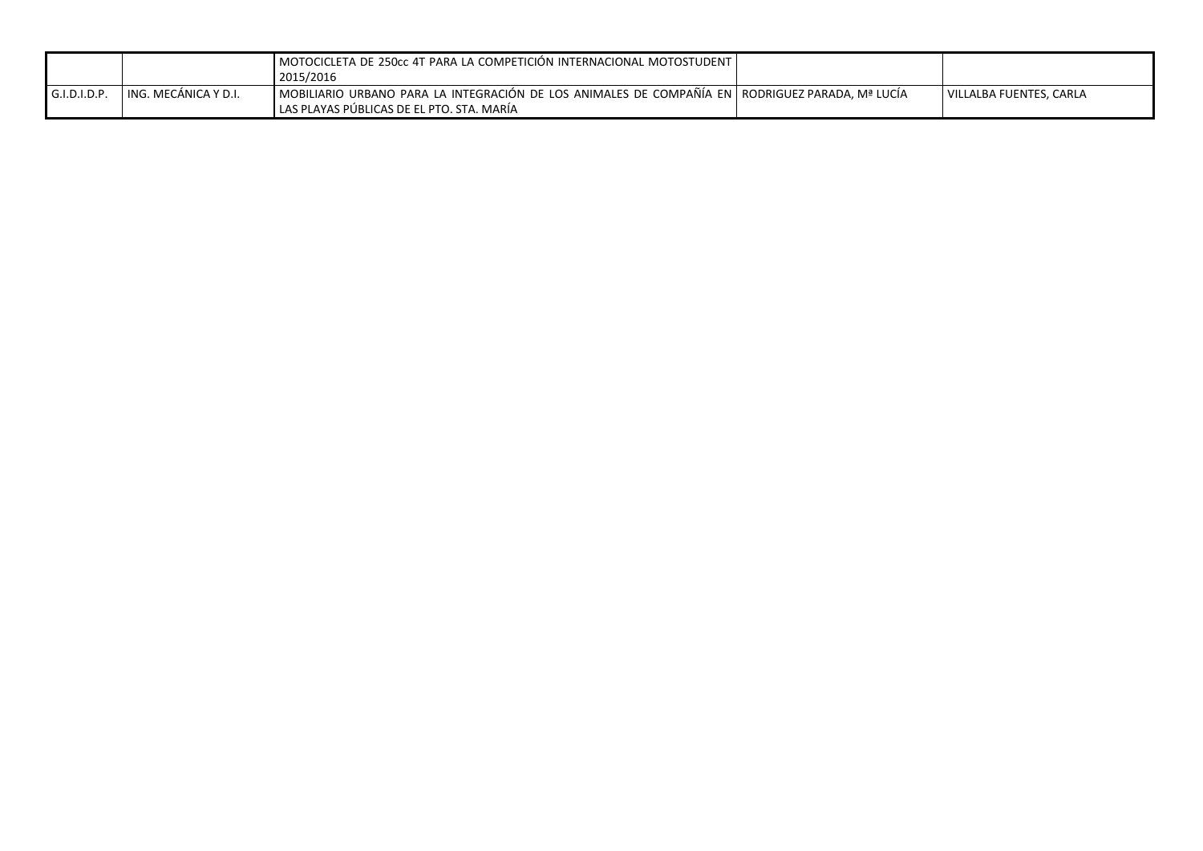| | | | | |
|---|---|---|---|---|
| | | MOTOCICLETA DE 250cc 4T PARA LA COMPETICIÓN INTERNACIONAL MOTOSTUDENT 2015/2016 | | |
| G.I.D.I.D.P. | ING. MECÁNICA Y D.I. | MOBILIARIO URBANO PARA LA INTEGRACIÓN DE LOS ANIMALES DE COMPAÑÍA EN LAS PLAYAS PÚBLICAS DE EL PTO. STA. MARÍA | RODRIGUEZ PARADA, Mª LUCÍA | VILLALBA FUENTES, CARLA |